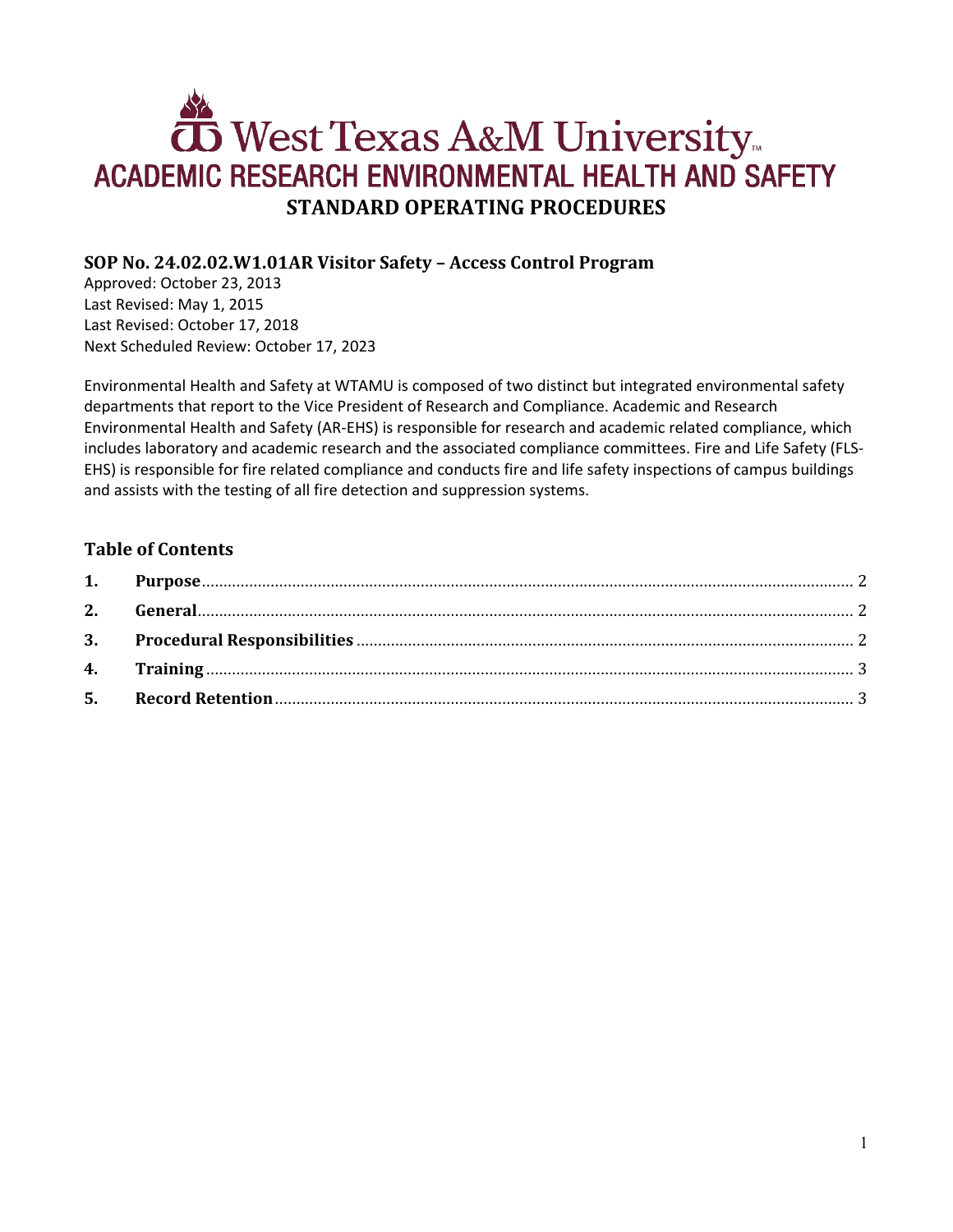# West Texas A&M University
## ACADEMIC RESEARCH ENVIRONMENTAL HEALTH AND SAFETY
## STANDARD OPERATING PROCEDURES

### SOP No. 24.02.02.W1.01AR Visitor Safety – Access Control Program

Approved: October 23, 2013
Last Revised: May 1, 2015
Last Revised: October 17, 2018
Next Scheduled Review: October 17, 2023

Environmental Health and Safety at WTAMU is composed of two distinct but integrated environmental safety departments that report to the Vice President of Research and Compliance. Academic and Research Environmental Health and Safety (AR-EHS) is responsible for research and academic related compliance, which includes laboratory and academic research and the associated compliance committees. Fire and Life Safety (FLS-EHS) is responsible for fire related compliance and conducts fire and life safety inspections of campus buildings and assists with the testing of all fire detection and suppression systems.

### Table of Contents

1. **Purpose** .......... 2
2. **General** .......... 2
3. **Procedural Responsibilities** .......... 2
4. **Training** .......... 3
5. **Record Retention** .......... 3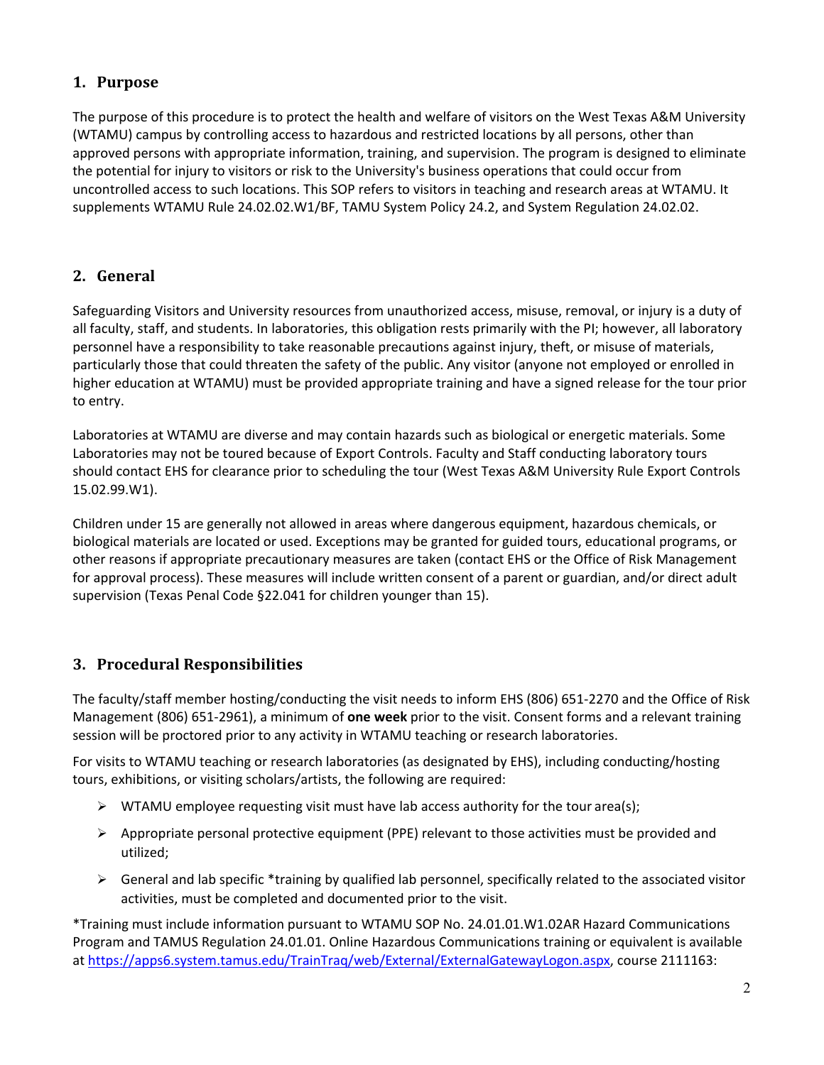## 1. Purpose

The purpose of this procedure is to protect the health and welfare of visitors on the West Texas A&M University (WTAMU) campus by controlling access to hazardous and restricted locations by all persons, other than approved persons with appropriate information, training, and supervision. The program is designed to eliminate the potential for injury to visitors or risk to the University's business operations that could occur from uncontrolled access to such locations. This SOP refers to visitors in teaching and research areas at WTAMU. It supplements WTAMU Rule 24.02.02.W1/BF, TAMU System Policy 24.2, and System Regulation 24.02.02.

## 2. General

Safeguarding Visitors and University resources from unauthorized access, misuse, removal, or injury is a duty of all faculty, staff, and students. In laboratories, this obligation rests primarily with the PI; however, all laboratory personnel have a responsibility to take reasonable precautions against injury, theft, or misuse of materials, particularly those that could threaten the safety of the public. Any visitor (anyone not employed or enrolled in higher education at WTAMU) must be provided appropriate training and have a signed release for the tour prior to entry.

Laboratories at WTAMU are diverse and may contain hazards such as biological or energetic materials. Some Laboratories may not be toured because of Export Controls. Faculty and Staff conducting laboratory tours should contact EHS for clearance prior to scheduling the tour (West Texas A&M University Rule Export Controls 15.02.99.W1).

Children under 15 are generally not allowed in areas where dangerous equipment, hazardous chemicals, or biological materials are located or used. Exceptions may be granted for guided tours, educational programs, or other reasons if appropriate precautionary measures are taken (contact EHS or the Office of Risk Management for approval process). These measures will include written consent of a parent or guardian, and/or direct adult supervision (Texas Penal Code §22.041 for children younger than 15).

## 3. Procedural Responsibilities

The faculty/staff member hosting/conducting the visit needs to inform EHS (806) 651-2270 and the Office of Risk Management (806) 651-2961), a minimum of **one week** prior to the visit. Consent forms and a relevant training session will be proctored prior to any activity in WTAMU teaching or research laboratories.

For visits to WTAMU teaching or research laboratories (as designated by EHS), including conducting/hosting tours, exhibitions, or visiting scholars/artists, the following are required:

- WTAMU employee requesting visit must have lab access authority for the tour area(s);
- Appropriate personal protective equipment (PPE) relevant to those activities must be provided and utilized;
- General and lab specific *training by qualified lab personnel, specifically related to the associated visitor activities, must be completed and documented prior to the visit.

*Training must include information pursuant to WTAMU SOP No. 24.01.01.W1.02AR Hazard Communications Program and TAMUS Regulation 24.01.01. Online Hazardous Communications training or equivalent is available at https://apps6.system.tamus.edu/TrainTraq/web/External/ExternalGatewayLogon.aspx, course 2111163: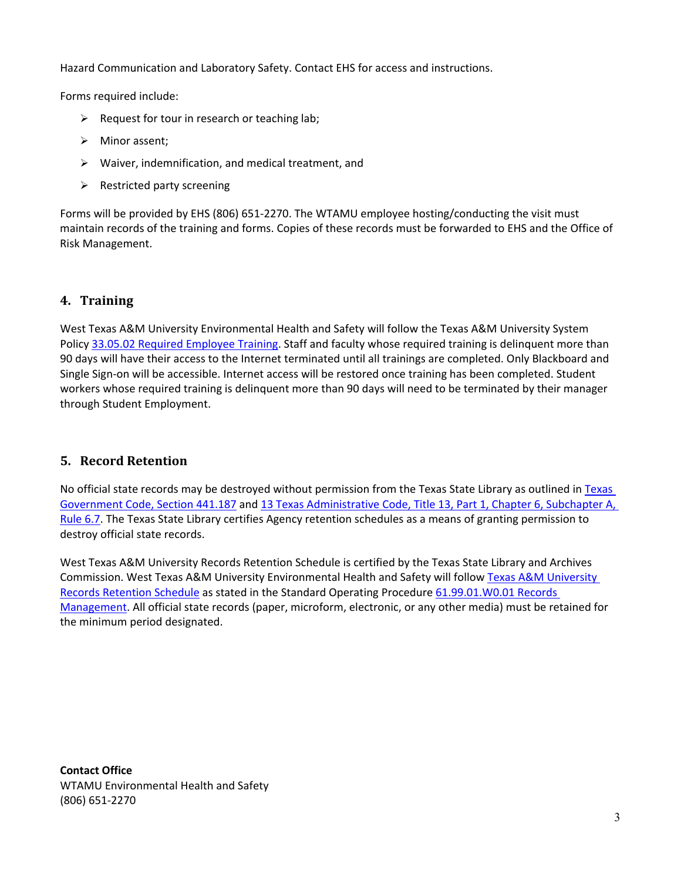Hazard Communication and Laboratory Safety. Contact EHS for access and instructions.

Forms required include:

- Request for tour in research or teaching lab;
- Minor assent;
- Waiver, indemnification, and medical treatment, and
- Restricted party screening

Forms will be provided by EHS (806) 651-2270. The WTAMU employee hosting/conducting the visit must maintain records of the training and forms. Copies of these records must be forwarded to EHS and the Office of Risk Management.

## 4. Training

West Texas A&M University Environmental Health and Safety will follow the Texas A&M University System Policy 33.05.02 Required Employee Training. Staff and faculty whose required training is delinquent more than 90 days will have their access to the Internet terminated until all trainings are completed. Only Blackboard and Single Sign-on will be accessible. Internet access will be restored once training has been completed. Student workers whose required training is delinquent more than 90 days will need to be terminated by their manager through Student Employment.

## 5. Record Retention

No official state records may be destroyed without permission from the Texas State Library as outlined in Texas Government Code, Section 441.187 and 13 Texas Administrative Code, Title 13, Part 1, Chapter 6, Subchapter A, Rule 6.7. The Texas State Library certifies Agency retention schedules as a means of granting permission to destroy official state records.

West Texas A&M University Records Retention Schedule is certified by the Texas State Library and Archives Commission. West Texas A&M University Environmental Health and Safety will follow Texas A&M University Records Retention Schedule as stated in the Standard Operating Procedure 61.99.01.W0.01 Records Management. All official state records (paper, microform, electronic, or any other media) must be retained for the minimum period designated.

**Contact Office**
WTAMU Environmental Health and Safety
(806) 651-2270